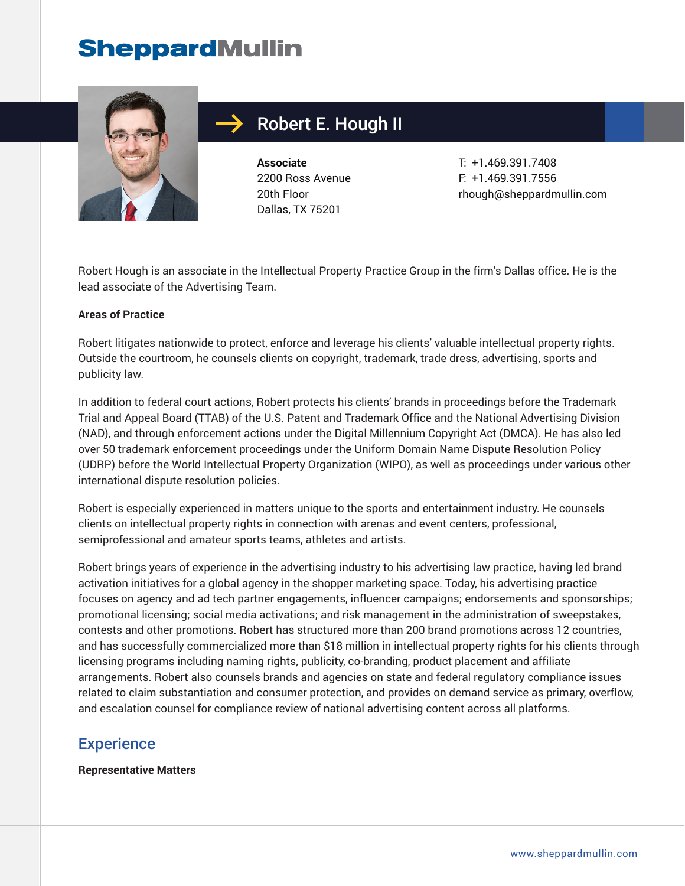# Robert E. Hough II

**Associate**
2200 Ross Avenue
20th Floor
Dallas, TX 75201

T: +1.469.391.7408
F: +1.469.391.7556
rhough@sheppardmullin.com

Robert Hough is an associate in the Intellectual Property Practice Group in the firm's Dallas office. He is the lead associate of the Advertising Team.

**Areas of Practice**

Robert litigates nationwide to protect, enforce and leverage his clients' valuable intellectual property rights. Outside the courtroom, he counsels clients on copyright, trademark, trade dress, advertising, sports and publicity law.

In addition to federal court actions, Robert protects his clients' brands in proceedings before the Trademark Trial and Appeal Board (TTAB) of the U.S. Patent and Trademark Office and the National Advertising Division (NAD), and through enforcement actions under the Digital Millennium Copyright Act (DMCA). He has also led over 50 trademark enforcement proceedings under the Uniform Domain Name Dispute Resolution Policy (UDRP) before the World Intellectual Property Organization (WIPO), as well as proceedings under various other international dispute resolution policies.

Robert is especially experienced in matters unique to the sports and entertainment industry. He counsels clients on intellectual property rights in connection with arenas and event centers, professional, semiprofessional and amateur sports teams, athletes and artists.

Robert brings years of experience in the advertising industry to his advertising law practice, having led brand activation initiatives for a global agency in the shopper marketing space. Today, his advertising practice focuses on agency and ad tech partner engagements, influencer campaigns; endorsements and sponsorships; promotional licensing; social media activations; and risk management in the administration of sweepstakes, contests and other promotions. Robert has structured more than 200 brand promotions across 12 countries, and has successfully commercialized more than $18 million in intellectual property rights for his clients through licensing programs including naming rights, publicity, co-branding, product placement and affiliate arrangements. Robert also counsels brands and agencies on state and federal regulatory compliance issues related to claim substantiation and consumer protection, and provides on demand service as primary, overflow, and escalation counsel for compliance review of national advertising content across all platforms.

## Experience

**Representative Matters**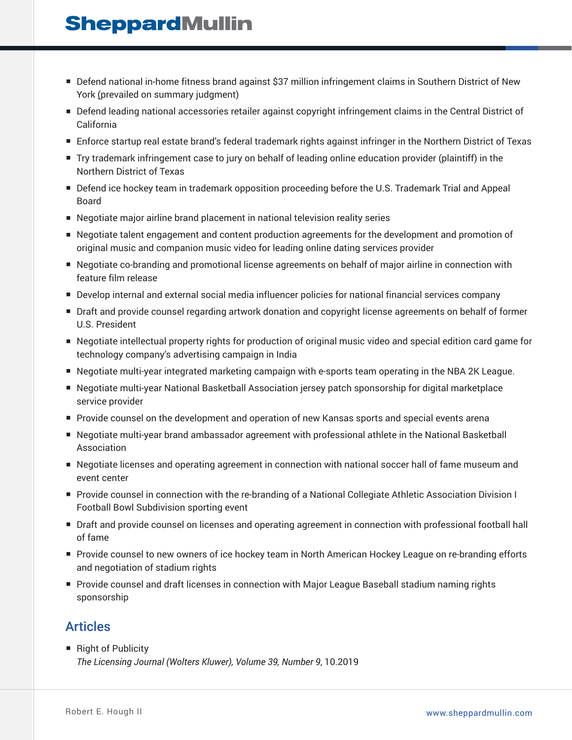- Defend national in-home fitness brand against $37 million infringement claims in Southern District of New York (prevailed on summary judgment)
- Defend leading national accessories retailer against copyright infringement claims in the Central District of California
- Enforce startup real estate brand's federal trademark rights against infringer in the Northern District of Texas
- Try trademark infringement case to jury on behalf of leading online education provider (plaintiff) in the Northern District of Texas
- Defend ice hockey team in trademark opposition proceeding before the U.S. Trademark Trial and Appeal Board
- Negotiate major airline brand placement in national television reality series
- Negotiate talent engagement and content production agreements for the development and promotion of original music and companion music video for leading online dating services provider
- Negotiate co-branding and promotional license agreements on behalf of major airline in connection with feature film release
- Develop internal and external social media influencer policies for national financial services company
- Draft and provide counsel regarding artwork donation and copyright license agreements on behalf of former U.S. President
- Negotiate intellectual property rights for production of original music video and special edition card game for technology company's advertising campaign in India
- Negotiate multi-year integrated marketing campaign with e-sports team operating in the NBA 2K League.
- Negotiate multi-year National Basketball Association jersey patch sponsorship for digital marketplace service provider
- Provide counsel on the development and operation of new Kansas sports and special events arena
- Negotiate multi-year brand ambassador agreement with professional athlete in the National Basketball Association
- Negotiate licenses and operating agreement in connection with national soccer hall of fame museum and event center
- Provide counsel in connection with the re-branding of a National Collegiate Athletic Association Division I Football Bowl Subdivision sporting event
- Draft and provide counsel on licenses and operating agreement in connection with professional football hall of fame
- Provide counsel to new owners of ice hockey team in North American Hockey League on re-branding efforts and negotiation of stadium rights
- Provide counsel and draft licenses in connection with Major League Baseball stadium naming rights sponsorship

## Articles

- Right of Publicity
  *The Licensing Journal (Wolters Kluwer), Volume 39, Number 9*, 10.2019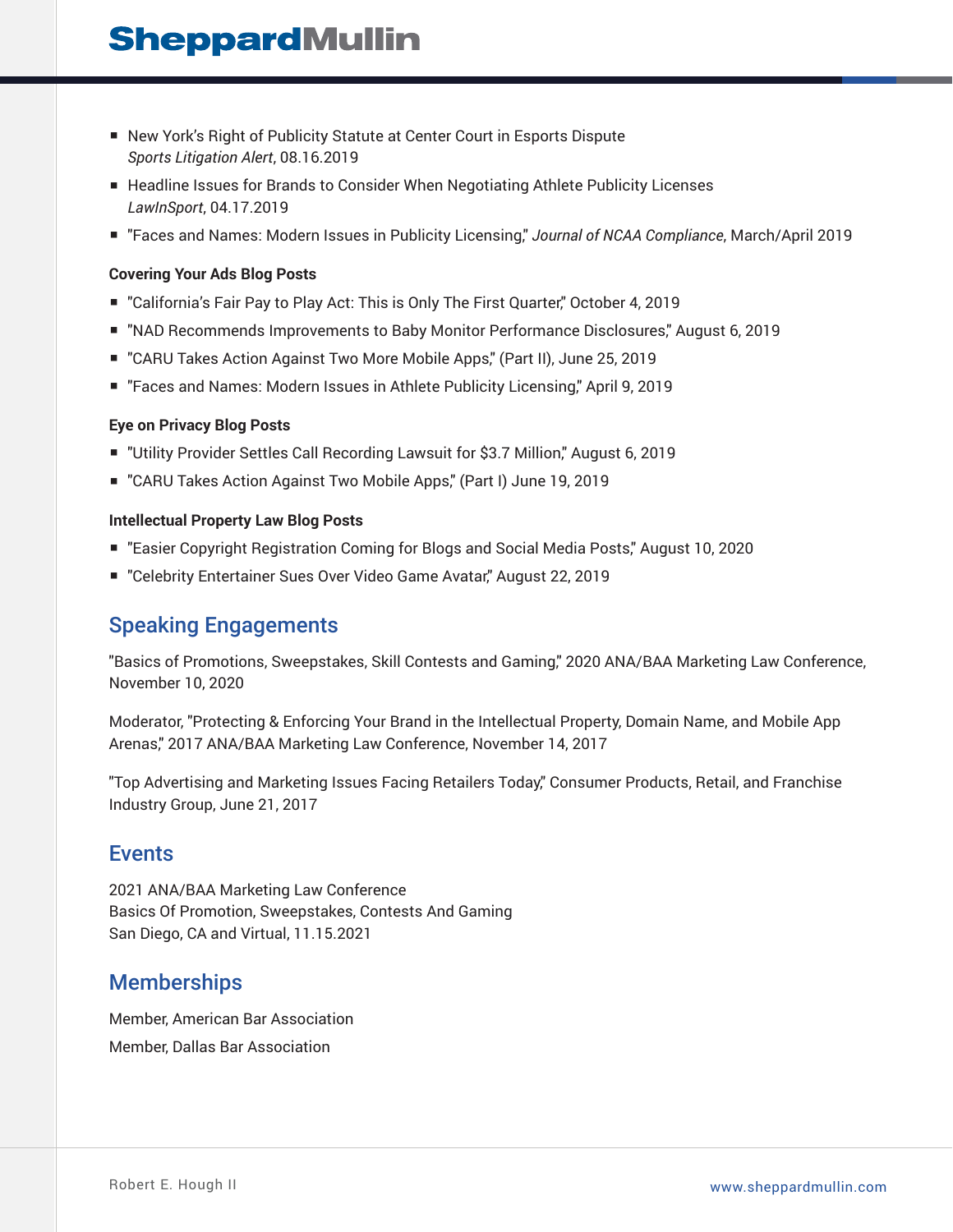- New York's Right of Publicity Statute at Center Court in Esports Dispute
  *Sports Litigation Alert*, 08.16.2019
- Headline Issues for Brands to Consider When Negotiating Athlete Publicity Licenses
  *LawInSport*, 04.17.2019
- "Faces and Names: Modern Issues in Publicity Licensing," *Journal of NCAA Compliance*, March/April 2019

**Covering Your Ads Blog Posts**

- "California's Fair Pay to Play Act: This is Only The First Quarter," October 4, 2019
- "NAD Recommends Improvements to Baby Monitor Performance Disclosures," August 6, 2019
- "CARU Takes Action Against Two More Mobile Apps," (Part II), June 25, 2019
- "Faces and Names: Modern Issues in Athlete Publicity Licensing," April 9, 2019

**Eye on Privacy Blog Posts**

- "Utility Provider Settles Call Recording Lawsuit for $3.7 Million," August 6, 2019
- "CARU Takes Action Against Two Mobile Apps," (Part I) June 19, 2019

**Intellectual Property Law Blog Posts**

- "Easier Copyright Registration Coming for Blogs and Social Media Posts," August 10, 2020
- "Celebrity Entertainer Sues Over Video Game Avatar," August 22, 2019

## Speaking Engagements

"Basics of Promotions, Sweepstakes, Skill Contests and Gaming," 2020 ANA/BAA Marketing Law Conference, November 10, 2020

Moderator, "Protecting & Enforcing Your Brand in the Intellectual Property, Domain Name, and Mobile App Arenas," 2017 ANA/BAA Marketing Law Conference, November 14, 2017

"Top Advertising and Marketing Issues Facing Retailers Today," Consumer Products, Retail, and Franchise Industry Group, June 21, 2017

## Events

2021 ANA/BAA Marketing Law Conference
Basics Of Promotion, Sweepstakes, Contests And Gaming
San Diego, CA and Virtual, 11.15.2021

## Memberships

Member, American Bar Association

Member, Dallas Bar Association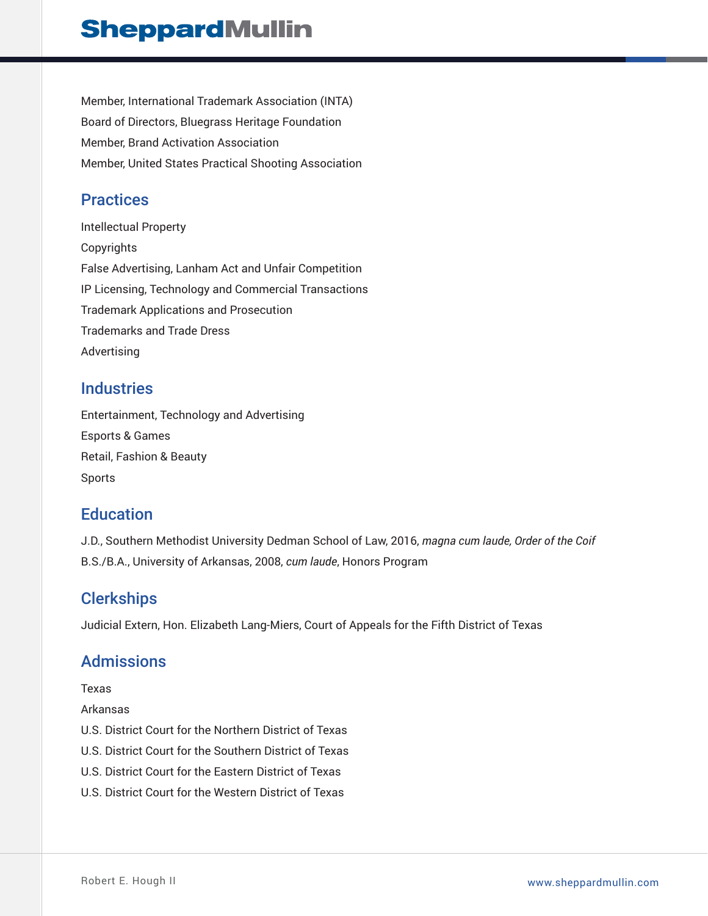Member, International Trademark Association (INTA)

Board of Directors, Bluegrass Heritage Foundation

Member, Brand Activation Association

Member, United States Practical Shooting Association

## Practices

Intellectual Property

Copyrights

False Advertising, Lanham Act and Unfair Competition

IP Licensing, Technology and Commercial Transactions

Trademark Applications and Prosecution

Trademarks and Trade Dress

Advertising

## Industries

Entertainment, Technology and Advertising

Esports & Games

Retail, Fashion & Beauty

Sports

## Education

J.D., Southern Methodist University Dedman School of Law, 2016, *magna cum laude, Order of the Coif*

B.S./B.A., University of Arkansas, 2008, *cum laude*, Honors Program

## Clerkships

Judicial Extern, Hon. Elizabeth Lang-Miers, Court of Appeals for the Fifth District of Texas

## Admissions

Texas

Arkansas

U.S. District Court for the Northern District of Texas

U.S. District Court for the Southern District of Texas

U.S. District Court for the Eastern District of Texas

U.S. District Court for the Western District of Texas